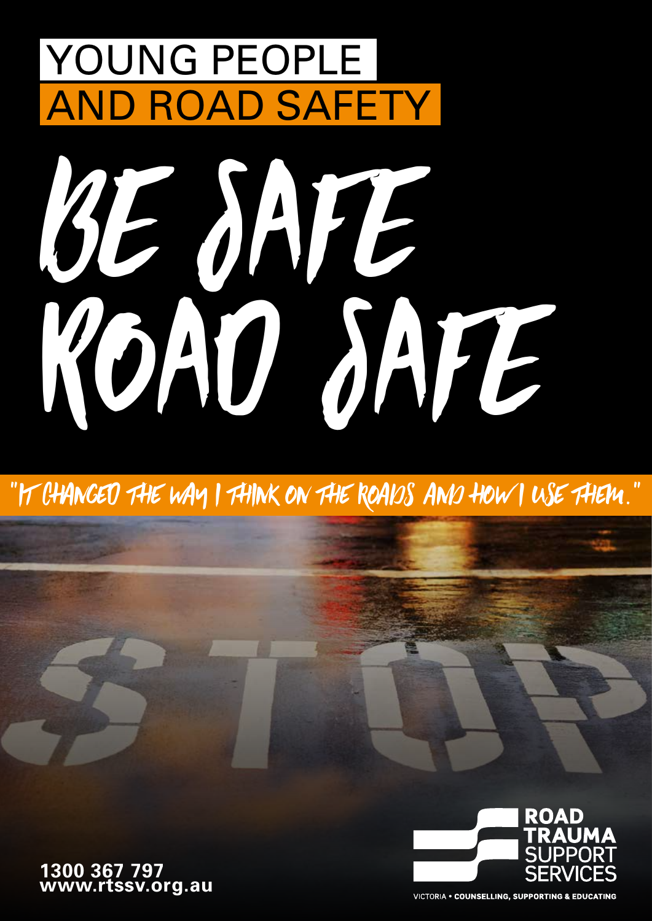# YOUNG PEOPLE AND ROAD SAFETY

# BE SAFE ROAD SAFE

"IT CHANGED THE WAY I THINK ON THE ROADS AND HOW I USE THEM."

STOP

**1300 367 797**
**www.rtssv.org.au**

**ROAD TRAUMA** SUPPORT SERVICES

VICTORIA • **COUNSELLING, SUPPORTING & EDUCATING**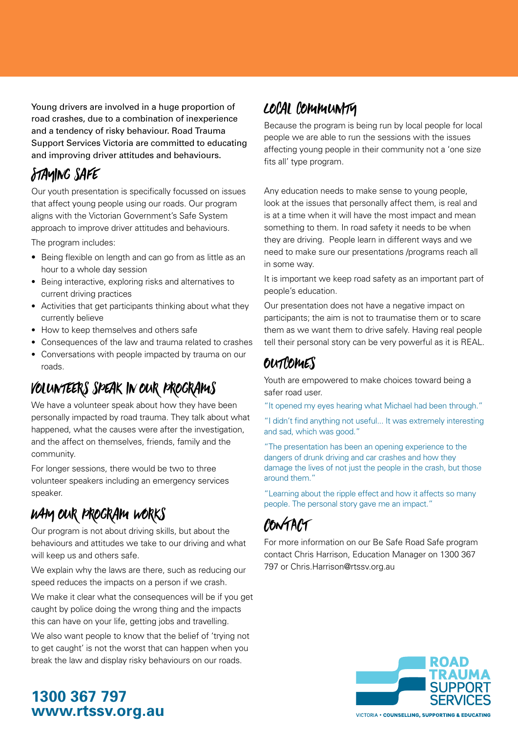Young drivers are involved in a huge proportion of road crashes, due to a combination of inexperience and a tendency of risky behaviour. Road Trauma Support Services Victoria are committed to educating and improving driver attitudes and behaviours.

## STAYING SAFE

Our youth presentation is specifically focussed on issues that affect young people using our roads. Our program aligns with the Victorian Government's Safe System approach to improve driver attitudes and behaviours.

The program includes:

- Being flexible on length and can go from as little as an hour to a whole day session
- Being interactive, exploring risks and alternatives to current driving practices
- Activities that get participants thinking about what they currently believe
- How to keep themselves and others safe
- Consequences of the law and trauma related to crashes
- Conversations with people impacted by trauma on our roads.

## VOLUNTEERS SPEAK IN OUR PROGRAMS

We have a volunteer speak about how they have been personally impacted by road trauma. They talk about what happened, what the causes were after the investigation, and the affect on themselves, friends, family and the community.

For longer sessions, there would be two to three volunteer speakers including an emergency services speaker.

## WHY OUR PROGRAM WORKS

Our program is not about driving skills, but about the behaviours and attitudes we take to our driving and what will keep us and others safe.

We explain why the laws are there, such as reducing our speed reduces the impacts on a person if we crash.

We make it clear what the consequences will be if you get caught by police doing the wrong thing and the impacts this can have on your life, getting jobs and travelling.

We also want people to know that the belief of 'trying not to get caught' is not the worst that can happen when you break the law and display risky behaviours on our roads.

## LOCAL COMMUNITY

Because the program is being run by local people for local people we are able to run the sessions with the issues affecting young people in their community not a 'one size fits all' type program.

Any education needs to make sense to young people, look at the issues that personally affect them, is real and is at a time when it will have the most impact and mean something to them. In road safety it needs to be when they are driving. People learn in different ways and we need to make sure our presentations /programs reach all in some way.

It is important we keep road safety as an important part of people's education.

Our presentation does not have a negative impact on participants; the aim is not to traumatise them or to scare them as we want them to drive safely. Having real people tell their personal story can be very powerful as it is REAL.

## OUTCOMES

Youth are empowered to make choices toward being a safer road user.

"It opened my eyes hearing what Michael had been through."

"I didn't find anything not useful... It was extremely interesting and sad, which was good."

"The presentation has been an opening experience to the dangers of drunk driving and car crashes and how they damage the lives of not just the people in the crash, but those around them."

"Learning about the ripple effect and how it affects so many people. The personal story gave me an impact."

## CONTACT

For more information on our Be Safe Road Safe program contact Chris Harrison, Education Manager on 1300 367 797 or Chris.Harrison@rtssv.org.au

**1300 367 797**
**www.rtssv.org.au**

ROAD TRAUMA SUPPORT SERVICES
VICTORIA • COUNSELLING, SUPPORTING & EDUCATING